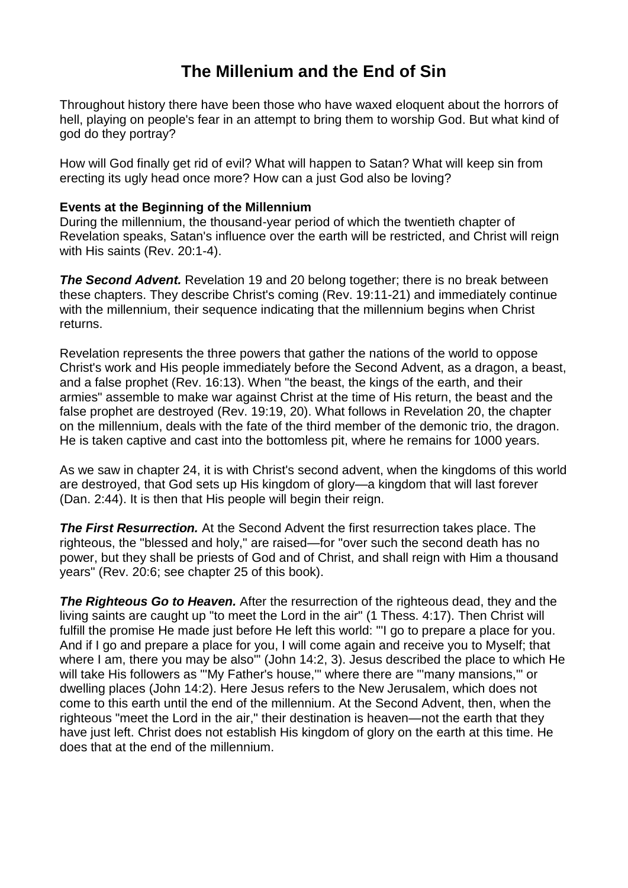# The Millenium and the End of Sin

Throughout history there have been those who have waxed eloquent about the horrors of hell, playing on people's fear in an attempt to bring them to worship God. But what kind of god do they portray?

How will God finally get rid of evil? What will happen to Satan? What will keep sin from erecting its ugly head once more? How can a just God also be loving?

**Events at the Beginning of the Millennium**

During the millennium, the thousand-year period of which the twentieth chapter of Revelation speaks, Satan's influence over the earth will be restricted, and Christ will reign with His saints (Rev. 20:1-4).

***The Second Advent.*** Revelation 19 and 20 belong together; there is no break between these chapters. They describe Christ's coming (Rev. 19:11-21) and immediately continue with the millennium, their sequence indicating that the millennium begins when Christ returns.

Revelation represents the three powers that gather the nations of the world to oppose Christ's work and His people immediately before the Second Advent, as a dragon, a beast, and a false prophet (Rev. 16:13). When "the beast, the kings of the earth, and their armies" assemble to make war against Christ at the time of His return, the beast and the false prophet are destroyed (Rev. 19:19, 20). What follows in Revelation 20, the chapter on the millennium, deals with the fate of the third member of the demonic trio, the dragon. He is taken captive and cast into the bottomless pit, where he remains for 1000 years.

As we saw in chapter 24, it is with Christ's second advent, when the kingdoms of this world are destroyed, that God sets up His kingdom of glory—a kingdom that will last forever (Dan. 2:44). It is then that His people will begin their reign.

***The First Resurrection.*** At the Second Advent the first resurrection takes place. The righteous, the "blessed and holy," are raised—for "over such the second death has no power, but they shall be priests of God and of Christ, and shall reign with Him a thousand years" (Rev. 20:6; see chapter 25 of this book).

***The Righteous Go to Heaven.*** After the resurrection of the righteous dead, they and the living saints are caught up "to meet the Lord in the air" (1 Thess. 4:17). Then Christ will fulfill the promise He made just before He left this world: "'I go to prepare a place for you. And if I go and prepare a place for you, I will come again and receive you to Myself; that where I am, there you may be also'" (John 14:2, 3). Jesus described the place to which He will take His followers as "'My Father's house,'" where there are "'many mansions,'" or dwelling places (John 14:2). Here Jesus refers to the New Jerusalem, which does not come to this earth until the end of the millennium. At the Second Advent, then, when the righteous "meet the Lord in the air," their destination is heaven—not the earth that they have just left. Christ does not establish His kingdom of glory on the earth at this time. He does that at the end of the millennium.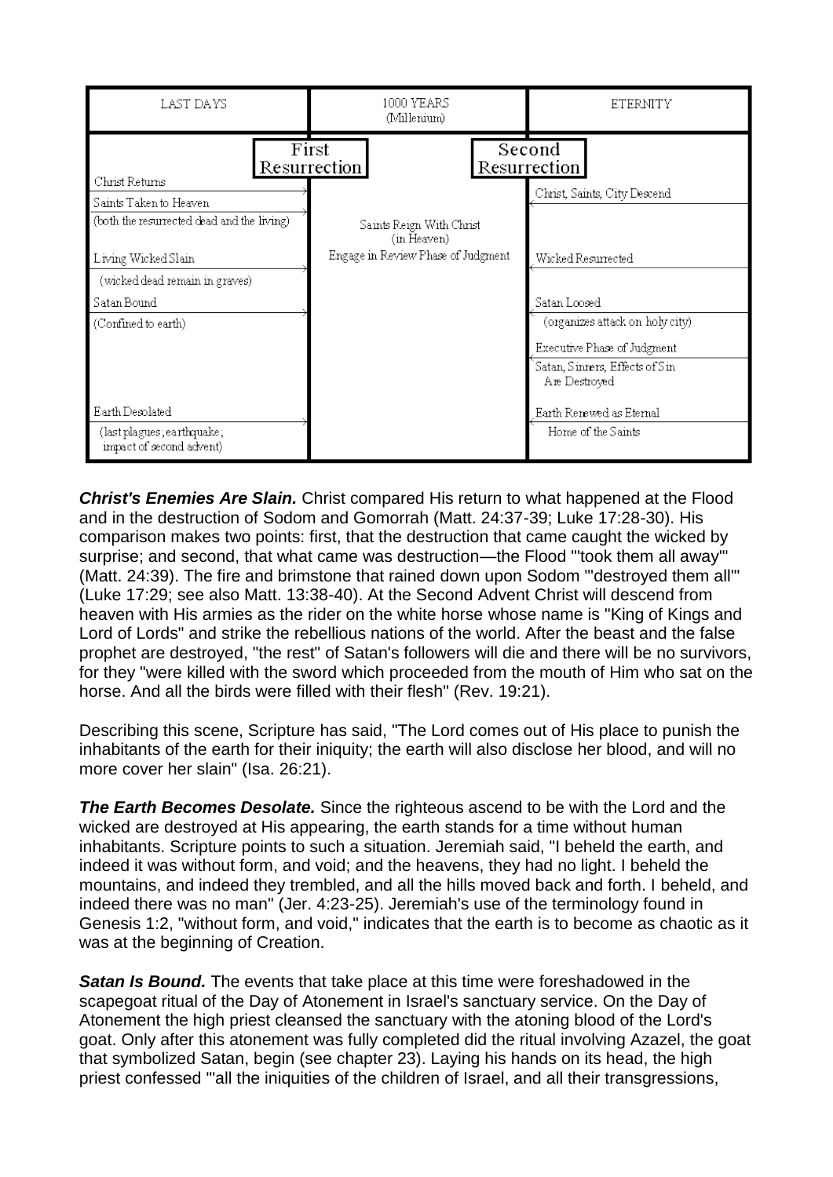| LAST DAYS | 1000 YEARS (Millenium) | ETERNITY |
| --- | --- | --- |
| First Resurrection | | Second Resurrection |
| Christ Returns | | |
| Saints Taken to Heaven (both the resurrected dead and the living) | Saints Reign With Christ (in Heaven) | Christ, Saints, City Descend |
| Living Wicked Slain (wicked dead remain in graves) | Engage in Review Phase of Judgment | Wicked Resurrected |
| Satan Bound (Confined to earth) | | Satan Loosed (organizes attack on holy city) |
| | | Executive Phase of Judgment |
| | | Satan, Sinners, Effects of Sin Are Destroyed |
| Earth Desolated (last plagues; earthquake; impact of second advent) | | Earth Renewed as Eternal Home of the Saints |

***Christ's Enemies Are Slain.*** Christ compared His return to what happened at the Flood and in the destruction of Sodom and Gomorrah (Matt. 24:37-39; Luke 17:28-30). His comparison makes two points: first, that the destruction that came caught the wicked by surprise; and second, that what came was destruction—the Flood "'took them all away'" (Matt. 24:39). The fire and brimstone that rained down upon Sodom "'destroyed them all'" (Luke 17:29; see also Matt. 13:38-40). At the Second Advent Christ will descend from heaven with His armies as the rider on the white horse whose name is "King of Kings and Lord of Lords" and strike the rebellious nations of the world. After the beast and the false prophet are destroyed, "the rest" of Satan's followers will die and there will be no survivors, for they "were killed with the sword which proceeded from the mouth of Him who sat on the horse. And all the birds were filled with their flesh" (Rev. 19:21).

Describing this scene, Scripture has said, "The Lord comes out of His place to punish the inhabitants of the earth for their iniquity; the earth will also disclose her blood, and will no more cover her slain" (Isa. 26:21).

***The Earth Becomes Desolate.*** Since the righteous ascend to be with the Lord and the wicked are destroyed at His appearing, the earth stands for a time without human inhabitants. Scripture points to such a situation. Jeremiah said, "I beheld the earth, and indeed it was without form, and void; and the heavens, they had no light. I beheld the mountains, and indeed they trembled, and all the hills moved back and forth. I beheld, and indeed there was no man" (Jer. 4:23-25). Jeremiah's use of the terminology found in Genesis 1:2, "without form, and void," indicates that the earth is to become as chaotic as it was at the beginning of Creation.

***Satan Is Bound.*** The events that take place at this time were foreshadowed in the scapegoat ritual of the Day of Atonement in Israel's sanctuary service. On the Day of Atonement the high priest cleansed the sanctuary with the atoning blood of the Lord's goat. Only after this atonement was fully completed did the ritual involving Azazel, the goat that symbolized Satan, begin (see chapter 23). Laying his hands on its head, the high priest confessed "'all the iniquities of the children of Israel, and all their transgressions,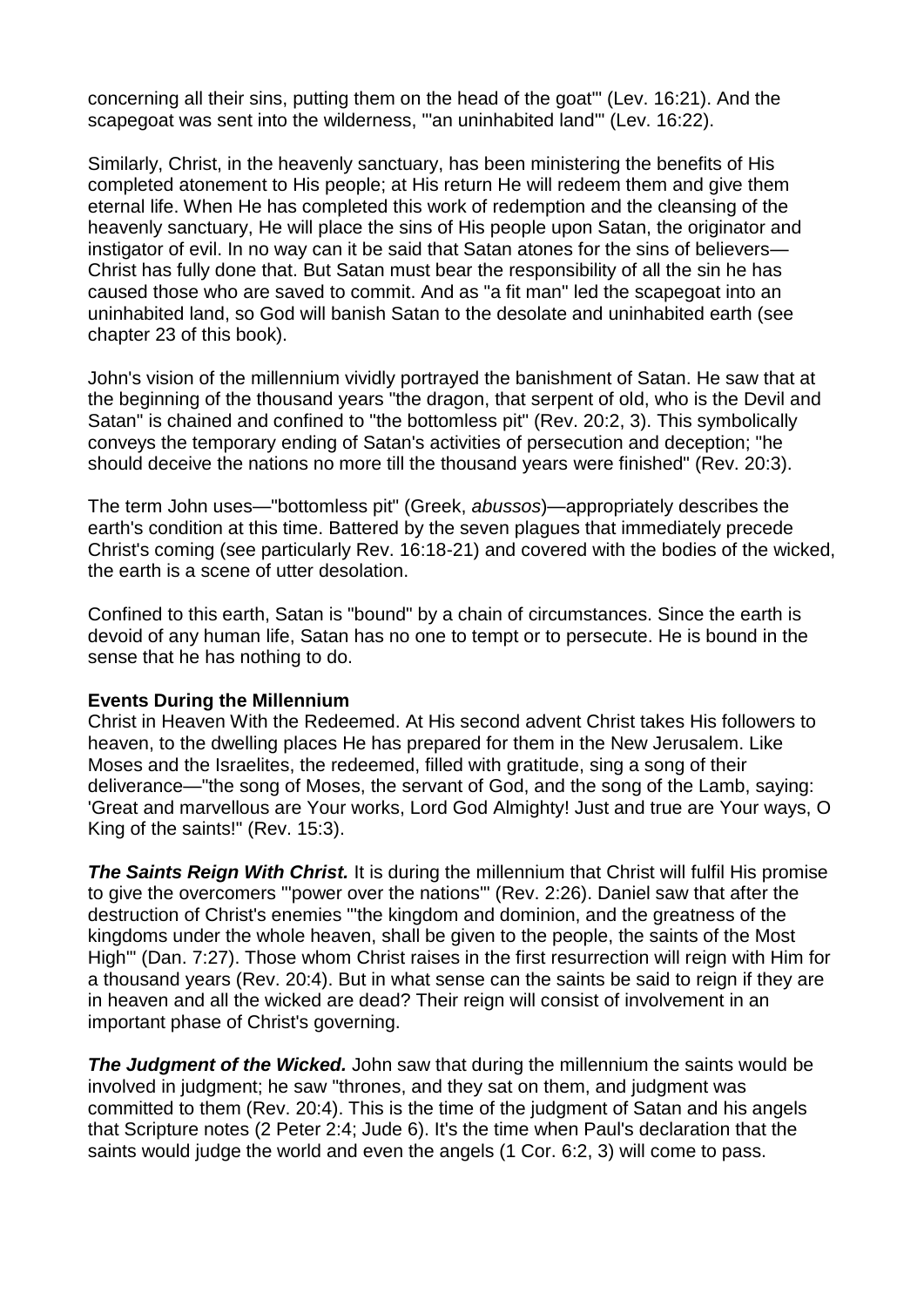concerning all their sins, putting them on the head of the goat'" (Lev. 16:21). And the scapegoat was sent into the wilderness, "'an uninhabited land'" (Lev. 16:22).

Similarly, Christ, in the heavenly sanctuary, has been ministering the benefits of His completed atonement to His people; at His return He will redeem them and give them eternal life. When He has completed this work of redemption and the cleansing of the heavenly sanctuary, He will place the sins of His people upon Satan, the originator and instigator of evil. In no way can it be said that Satan atones for the sins of believers—Christ has fully done that. But Satan must bear the responsibility of all the sin he has caused those who are saved to commit. And as "a fit man" led the scapegoat into an uninhabited land, so God will banish Satan to the desolate and uninhabited earth (see chapter 23 of this book).

John's vision of the millennium vividly portrayed the banishment of Satan. He saw that at the beginning of the thousand years "the dragon, that serpent of old, who is the Devil and Satan" is chained and confined to "the bottomless pit" (Rev. 20:2, 3). This symbolically conveys the temporary ending of Satan's activities of persecution and deception; "he should deceive the nations no more till the thousand years were finished" (Rev. 20:3).

The term John uses—"bottomless pit" (Greek, *abussos*)—appropriately describes the earth's condition at this time. Battered by the seven plagues that immediately precede Christ's coming (see particularly Rev. 16:18-21) and covered with the bodies of the wicked, the earth is a scene of utter desolation.

Confined to this earth, Satan is "bound" by a chain of circumstances. Since the earth is devoid of any human life, Satan has no one to tempt or to persecute. He is bound in the sense that he has nothing to do.

**Events During the Millennium**

Christ in Heaven With the Redeemed. At His second advent Christ takes His followers to heaven, to the dwelling places He has prepared for them in the New Jerusalem. Like Moses and the Israelites, the redeemed, filled with gratitude, sing a song of their deliverance—"the song of Moses, the servant of God, and the song of the Lamb, saying: 'Great and marvellous are Your works, Lord God Almighty! Just and true are Your ways, O King of the saints!" (Rev. 15:3).

***The Saints Reign With Christ.*** It is during the millennium that Christ will fulfil His promise to give the overcomers "'power over the nations'" (Rev. 2:26). Daniel saw that after the destruction of Christ's enemies "'the kingdom and dominion, and the greatness of the kingdoms under the whole heaven, shall be given to the people, the saints of the Most High'" (Dan. 7:27). Those whom Christ raises in the first resurrection will reign with Him for a thousand years (Rev. 20:4). But in what sense can the saints be said to reign if they are in heaven and all the wicked are dead? Their reign will consist of involvement in an important phase of Christ's governing.

***The Judgment of the Wicked.*** John saw that during the millennium the saints would be involved in judgment; he saw "thrones, and they sat on them, and judgment was committed to them (Rev. 20:4). This is the time of the judgment of Satan and his angels that Scripture notes (2 Peter 2:4; Jude 6). It's the time when Paul's declaration that the saints would judge the world and even the angels (1 Cor. 6:2, 3) will come to pass.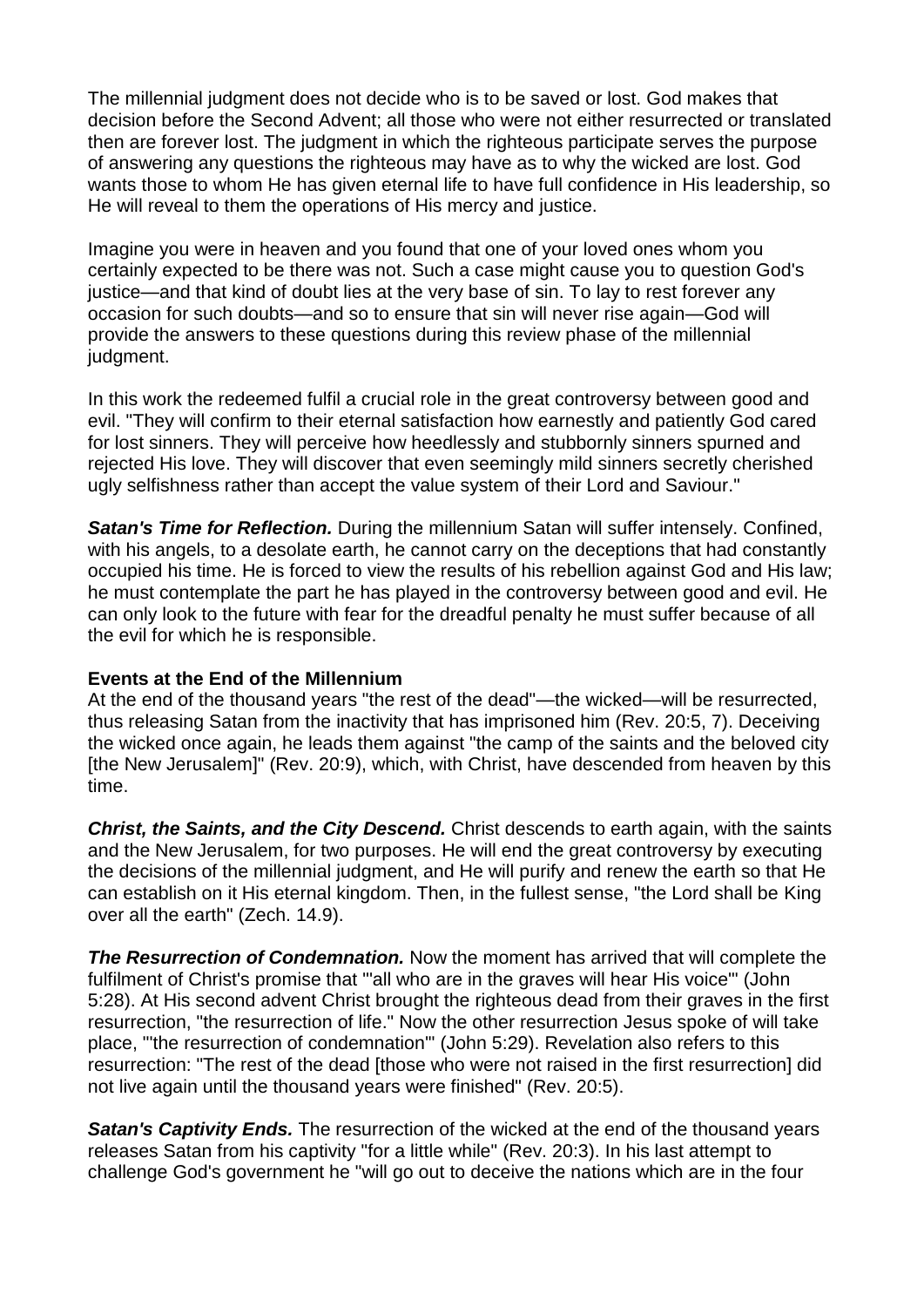The millennial judgment does not decide who is to be saved or lost. God makes that decision before the Second Advent; all those who were not either resurrected or translated then are forever lost. The judgment in which the righteous participate serves the purpose of answering any questions the righteous may have as to why the wicked are lost. God wants those to whom He has given eternal life to have full confidence in His leadership, so He will reveal to them the operations of His mercy and justice.

Imagine you were in heaven and you found that one of your loved ones whom you certainly expected to be there was not. Such a case might cause you to question God's justice—and that kind of doubt lies at the very base of sin. To lay to rest forever any occasion for such doubts—and so to ensure that sin will never rise again—God will provide the answers to these questions during this review phase of the millennial judgment.

In this work the redeemed fulfil a crucial role in the great controversy between good and evil. "They will confirm to their eternal satisfaction how earnestly and patiently God cared for lost sinners. They will perceive how heedlessly and stubbornly sinners spurned and rejected His love. They will discover that even seemingly mild sinners secretly cherished ugly selfishness rather than accept the value system of their Lord and Saviour."

***Satan's Time for Reflection.*** During the millennium Satan will suffer intensely. Confined, with his angels, to a desolate earth, he cannot carry on the deceptions that had constantly occupied his time. He is forced to view the results of his rebellion against God and His law; he must contemplate the part he has played in the controversy between good and evil. He can only look to the future with fear for the dreadful penalty he must suffer because of all the evil for which he is responsible.

**Events at the End of the Millennium**

At the end of the thousand years "the rest of the dead"—the wicked—will be resurrected, thus releasing Satan from the inactivity that has imprisoned him (Rev. 20:5, 7). Deceiving the wicked once again, he leads them against "the camp of the saints and the beloved city [the New Jerusalem]" (Rev. 20:9), which, with Christ, have descended from heaven by this time.

***Christ, the Saints, and the City Descend.*** Christ descends to earth again, with the saints and the New Jerusalem, for two purposes. He will end the great controversy by executing the decisions of the millennial judgment, and He will purify and renew the earth so that He can establish on it His eternal kingdom. Then, in the fullest sense, "the Lord shall be King over all the earth" (Zech. 14.9).

***The Resurrection of Condemnation.*** Now the moment has arrived that will complete the fulfilment of Christ's promise that "'all who are in the graves will hear His voice'" (John 5:28). At His second advent Christ brought the righteous dead from their graves in the first resurrection, "the resurrection of life." Now the other resurrection Jesus spoke of will take place, "'the resurrection of condemnation'" (John 5:29). Revelation also refers to this resurrection: "The rest of the dead [those who were not raised in the first resurrection] did not live again until the thousand years were finished" (Rev. 20:5).

***Satan's Captivity Ends.*** The resurrection of the wicked at the end of the thousand years releases Satan from his captivity "for a little while" (Rev. 20:3). In his last attempt to challenge God's government he "will go out to deceive the nations which are in the four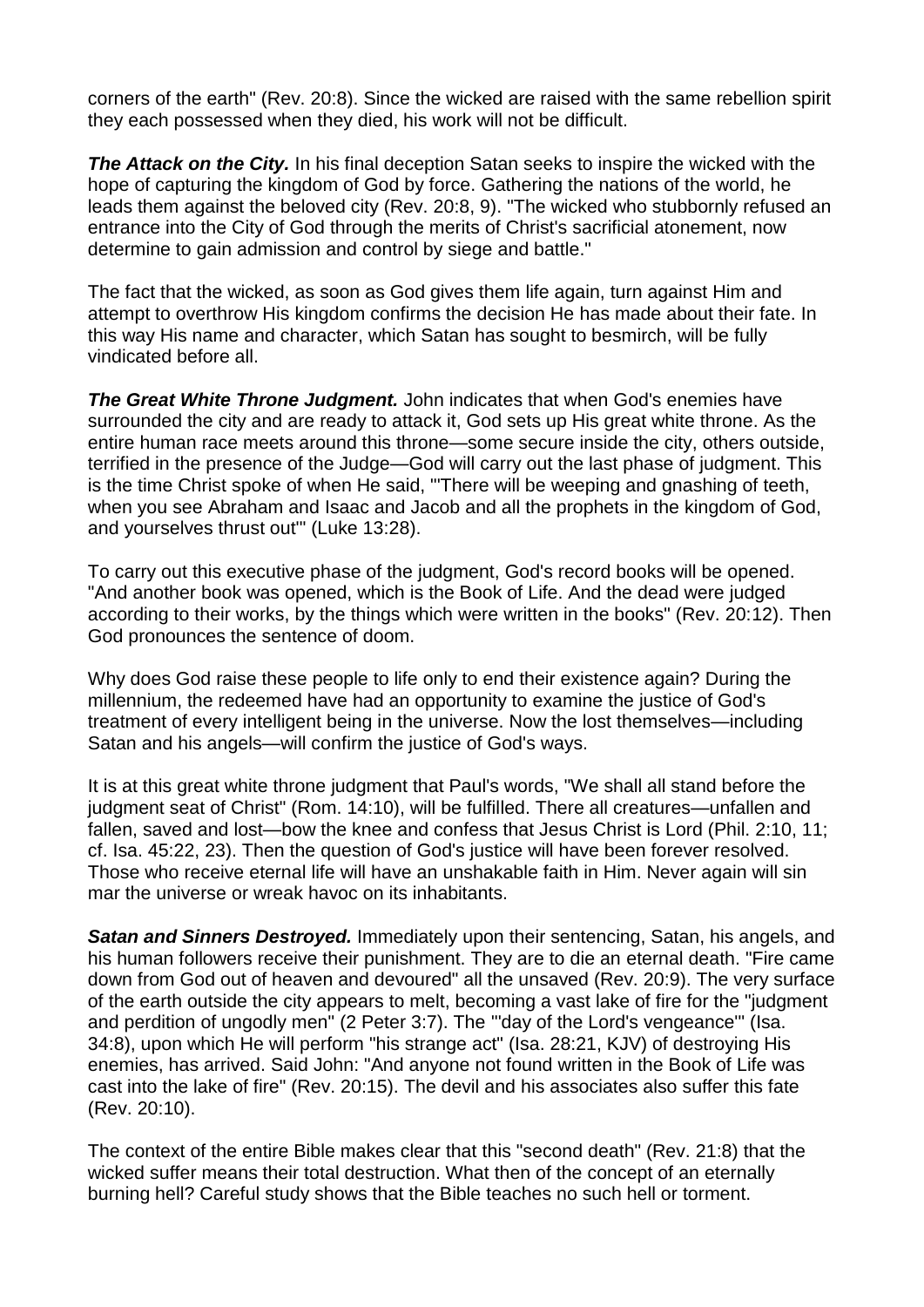corners of the earth" (Rev. 20:8). Since the wicked are raised with the same rebellion spirit they each possessed when they died, his work will not be difficult.

***The Attack on the City.*** In his final deception Satan seeks to inspire the wicked with the hope of capturing the kingdom of God by force. Gathering the nations of the world, he leads them against the beloved city (Rev. 20:8, 9). "The wicked who stubbornly refused an entrance into the City of God through the merits of Christ's sacrificial atonement, now determine to gain admission and control by siege and battle."

The fact that the wicked, as soon as God gives them life again, turn against Him and attempt to overthrow His kingdom confirms the decision He has made about their fate. In this way His name and character, which Satan has sought to besmirch, will be fully vindicated before all.

***The Great White Throne Judgment.*** John indicates that when God's enemies have surrounded the city and are ready to attack it, God sets up His great white throne. As the entire human race meets around this throne—some secure inside the city, others outside, terrified in the presence of the Judge—God will carry out the last phase of judgment. This is the time Christ spoke of when He said, "'There will be weeping and gnashing of teeth, when you see Abraham and Isaac and Jacob and all the prophets in the kingdom of God, and yourselves thrust out'" (Luke 13:28).

To carry out this executive phase of the judgment, God's record books will be opened. "And another book was opened, which is the Book of Life. And the dead were judged according to their works, by the things which were written in the books" (Rev. 20:12). Then God pronounces the sentence of doom.

Why does God raise these people to life only to end their existence again? During the millennium, the redeemed have had an opportunity to examine the justice of God's treatment of every intelligent being in the universe. Now the lost themselves—including Satan and his angels—will confirm the justice of God's ways.

It is at this great white throne judgment that Paul's words, "We shall all stand before the judgment seat of Christ" (Rom. 14:10), will be fulfilled. There all creatures—unfallen and fallen, saved and lost—bow the knee and confess that Jesus Christ is Lord (Phil. 2:10, 11; cf. Isa. 45:22, 23). Then the question of God's justice will have been forever resolved. Those who receive eternal life will have an unshakable faith in Him. Never again will sin mar the universe or wreak havoc on its inhabitants.

***Satan and Sinners Destroyed.*** Immediately upon their sentencing, Satan, his angels, and his human followers receive their punishment. They are to die an eternal death. "Fire came down from God out of heaven and devoured" all the unsaved (Rev. 20:9). The very surface of the earth outside the city appears to melt, becoming a vast lake of fire for the "judgment and perdition of ungodly men" (2 Peter 3:7). The "'day of the Lord's vengeance'" (Isa. 34:8), upon which He will perform "his strange act" (Isa. 28:21, KJV) of destroying His enemies, has arrived. Said John: "And anyone not found written in the Book of Life was cast into the lake of fire" (Rev. 20:15). The devil and his associates also suffer this fate (Rev. 20:10).

The context of the entire Bible makes clear that this "second death" (Rev. 21:8) that the wicked suffer means their total destruction. What then of the concept of an eternally burning hell? Careful study shows that the Bible teaches no such hell or torment.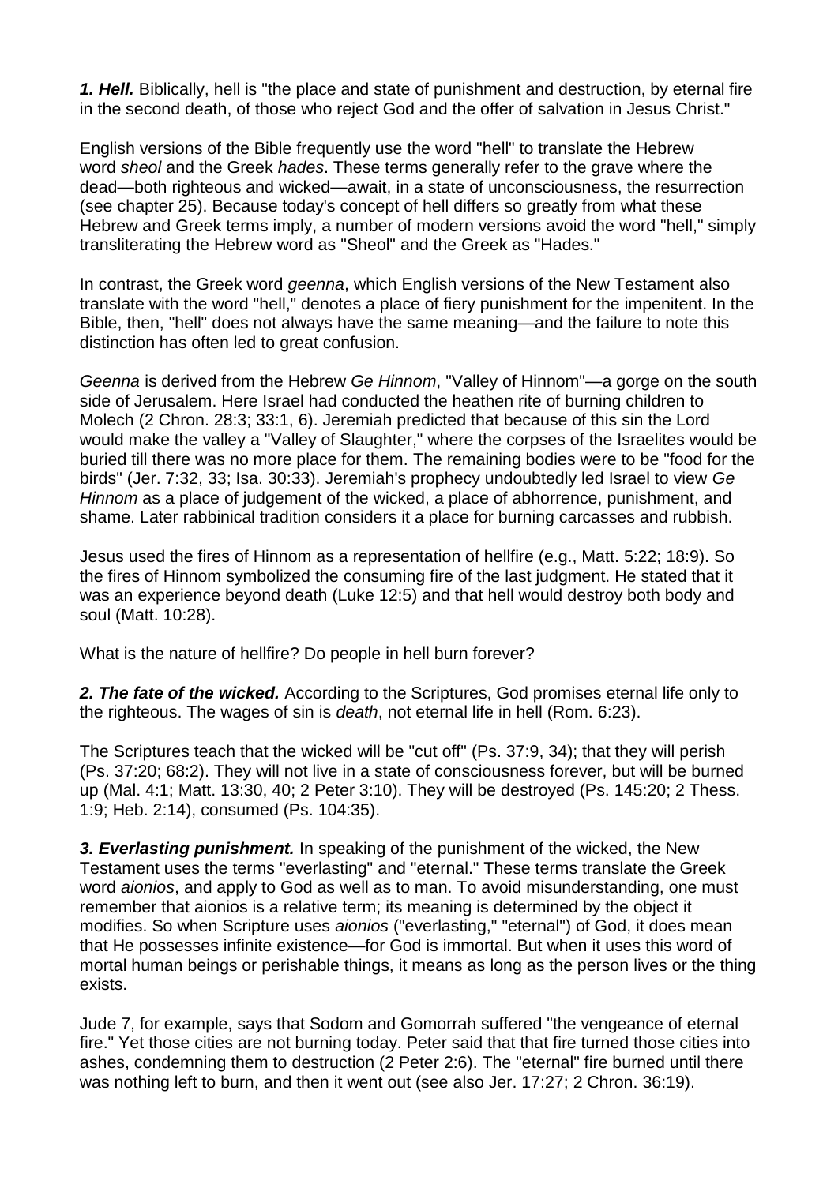***1. Hell.*** Biblically, hell is "the place and state of punishment and destruction, by eternal fire in the second death, of those who reject God and the offer of salvation in Jesus Christ."

English versions of the Bible frequently use the word "hell" to translate the Hebrew word *sheol* and the Greek *hades*. These terms generally refer to the grave where the dead—both righteous and wicked—await, in a state of unconsciousness, the resurrection (see chapter 25). Because today's concept of hell differs so greatly from what these Hebrew and Greek terms imply, a number of modern versions avoid the word "hell," simply transliterating the Hebrew word as "Sheol" and the Greek as "Hades."

In contrast, the Greek word *geenna*, which English versions of the New Testament also translate with the word "hell," denotes a place of fiery punishment for the impenitent. In the Bible, then, "hell" does not always have the same meaning—and the failure to note this distinction has often led to great confusion.

*Geenna* is derived from the Hebrew *Ge Hinnom*, "Valley of Hinnom"—a gorge on the south side of Jerusalem. Here Israel had conducted the heathen rite of burning children to Molech (2 Chron. 28:3; 33:1, 6). Jeremiah predicted that because of this sin the Lord would make the valley a "Valley of Slaughter," where the corpses of the Israelites would be buried till there was no more place for them. The remaining bodies were to be "food for the birds" (Jer. 7:32, 33; Isa. 30:33). Jeremiah's prophecy undoubtedly led Israel to view *Ge Hinnom* as a place of judgement of the wicked, a place of abhorrence, punishment, and shame. Later rabbinical tradition considers it a place for burning carcasses and rubbish.

Jesus used the fires of Hinnom as a representation of hellfire (e.g., Matt. 5:22; 18:9). So the fires of Hinnom symbolized the consuming fire of the last judgment. He stated that it was an experience beyond death (Luke 12:5) and that hell would destroy both body and soul (Matt. 10:28).

What is the nature of hellfire? Do people in hell burn forever?

***2. The fate of the wicked.*** According to the Scriptures, God promises eternal life only to the righteous. The wages of sin is *death*, not eternal life in hell (Rom. 6:23).

The Scriptures teach that the wicked will be "cut off" (Ps. 37:9, 34); that they will perish (Ps. 37:20; 68:2). They will not live in a state of consciousness forever, but will be burned up (Mal. 4:1; Matt. 13:30, 40; 2 Peter 3:10). They will be destroyed (Ps. 145:20; 2 Thess. 1:9; Heb. 2:14), consumed (Ps. 104:35).

***3. Everlasting punishment.*** In speaking of the punishment of the wicked, the New Testament uses the terms "everlasting" and "eternal." These terms translate the Greek word *aionios*, and apply to God as well as to man. To avoid misunderstanding, one must remember that aionios is a relative term; its meaning is determined by the object it modifies. So when Scripture uses *aionios* ("everlasting," "eternal") of God, it does mean that He possesses infinite existence—for God is immortal. But when it uses this word of mortal human beings or perishable things, it means as long as the person lives or the thing exists.

Jude 7, for example, says that Sodom and Gomorrah suffered "the vengeance of eternal fire." Yet those cities are not burning today. Peter said that that fire turned those cities into ashes, condemning them to destruction (2 Peter 2:6). The "eternal" fire burned until there was nothing left to burn, and then it went out (see also Jer. 17:27; 2 Chron. 36:19).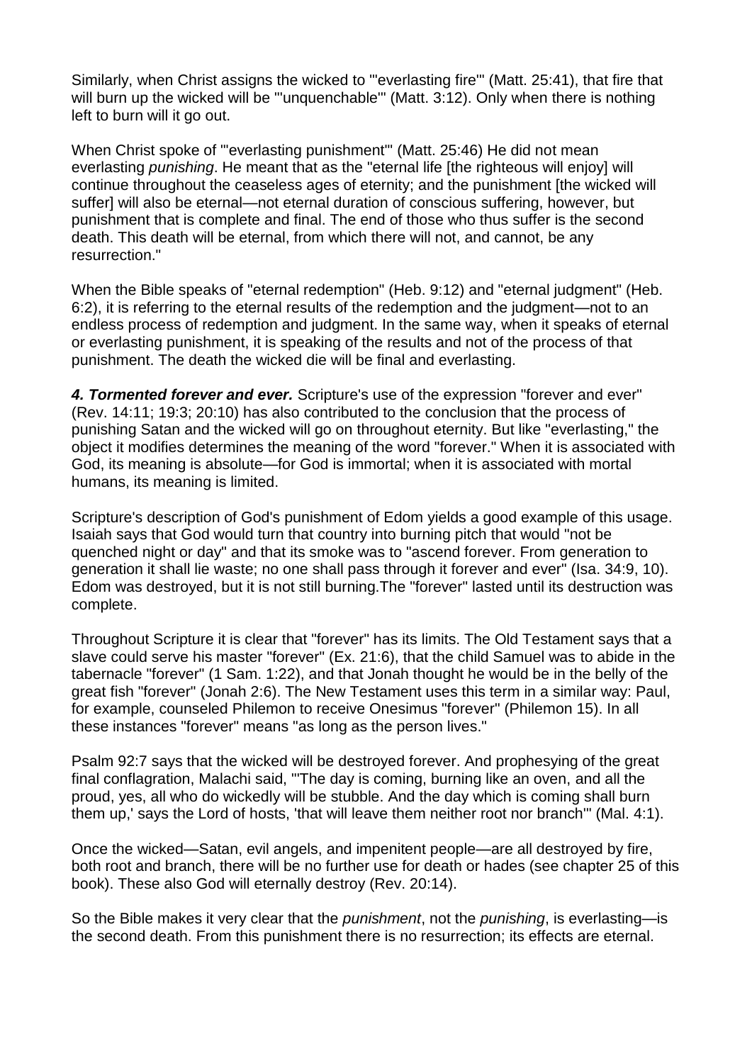Similarly, when Christ assigns the wicked to '"everlasting fire"' (Matt. 25:41), that fire that will burn up the wicked will be '"unquenchable"' (Matt. 3:12). Only when there is nothing left to burn will it go out.

When Christ spoke of '"everlasting punishment"' (Matt. 25:46) He did not mean everlasting *punishing*. He meant that as the "eternal life [the righteous will enjoy] will continue throughout the ceaseless ages of eternity; and the punishment [the wicked will suffer] will also be eternal—not eternal duration of conscious suffering, however, but punishment that is complete and final. The end of those who thus suffer is the second death. This death will be eternal, from which there will not, and cannot, be any resurrection."

When the Bible speaks of "eternal redemption" (Heb. 9:12) and "eternal judgment" (Heb. 6:2), it is referring to the eternal results of the redemption and the judgment—not to an endless process of redemption and judgment. In the same way, when it speaks of eternal or everlasting punishment, it is speaking of the results and not of the process of that punishment. The death the wicked die will be final and everlasting.

***4. Tormented forever and ever.*** Scripture's use of the expression "forever and ever" (Rev. 14:11; 19:3; 20:10) has also contributed to the conclusion that the process of punishing Satan and the wicked will go on throughout eternity. But like "everlasting," the object it modifies determines the meaning of the word "forever." When it is associated with God, its meaning is absolute—for God is immortal; when it is associated with mortal humans, its meaning is limited.

Scripture's description of God's punishment of Edom yields a good example of this usage. Isaiah says that God would turn that country into burning pitch that would "not be quenched night or day" and that its smoke was to "ascend forever. From generation to generation it shall lie waste; no one shall pass through it forever and ever" (Isa. 34:9, 10). Edom was destroyed, but it is not still burning.The "forever" lasted until its destruction was complete.

Throughout Scripture it is clear that "forever" has its limits. The Old Testament says that a slave could serve his master "forever" (Ex. 21:6), that the child Samuel was to abide in the tabernacle "forever" (1 Sam. 1:22), and that Jonah thought he would be in the belly of the great fish "forever" (Jonah 2:6). The New Testament uses this term in a similar way: Paul, for example, counseled Philemon to receive Onesimus "forever" (Philemon 15). In all these instances "forever" means "as long as the person lives."

Psalm 92:7 says that the wicked will be destroyed forever. And prophesying of the great final conflagration, Malachi said, '"The day is coming, burning like an oven, and all the proud, yes, all who do wickedly will be stubble. And the day which is coming shall burn them up,' says the Lord of hosts, 'that will leave them neither root nor branch"' (Mal. 4:1).

Once the wicked—Satan, evil angels, and impenitent people—are all destroyed by fire, both root and branch, there will be no further use for death or hades (see chapter 25 of this book). These also God will eternally destroy (Rev. 20:14).

So the Bible makes it very clear that the *punishment*, not the *punishing*, is everlasting—is the second death. From this punishment there is no resurrection; its effects are eternal.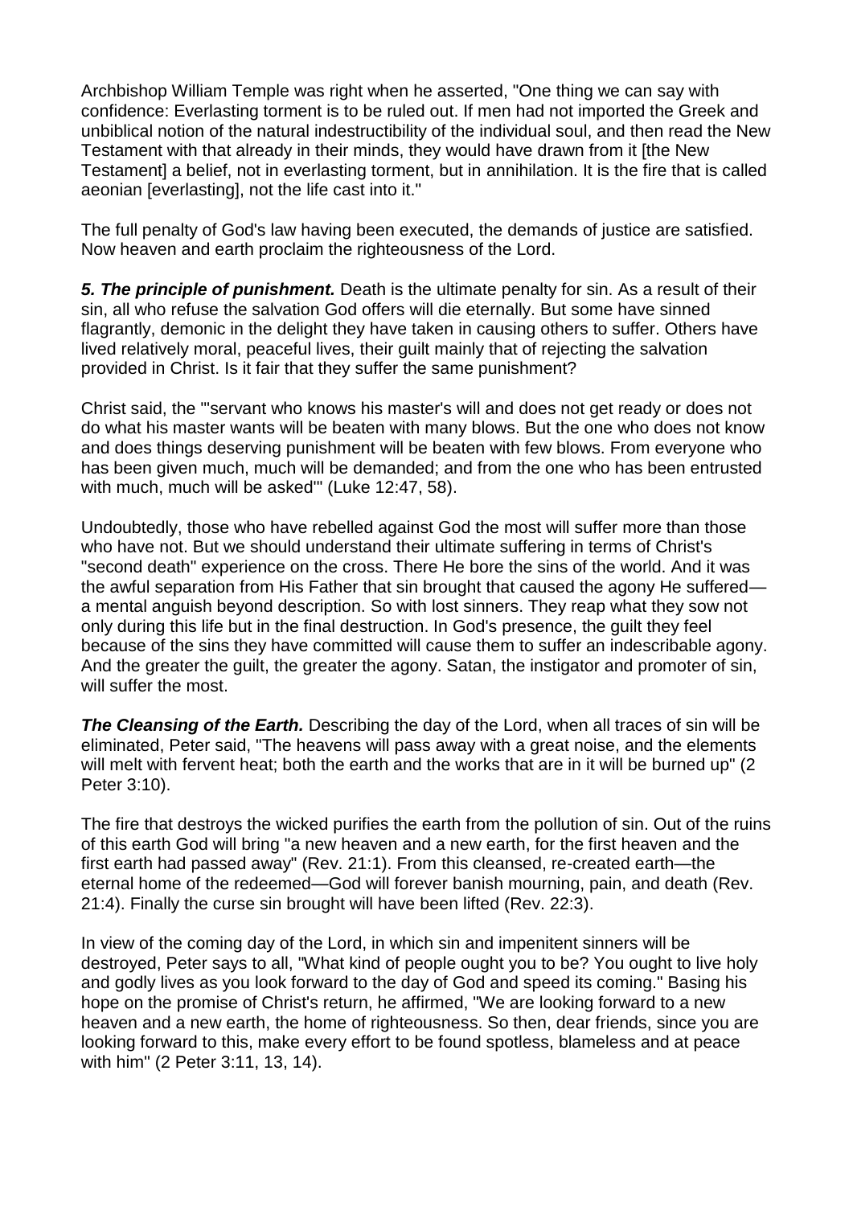Archbishop William Temple was right when he asserted, "One thing we can say with confidence: Everlasting torment is to be ruled out. If men had not imported the Greek and unbiblical notion of the natural indestructibility of the individual soul, and then read the New Testament with that already in their minds, they would have drawn from it [the New Testament] a belief, not in everlasting torment, but in annihilation. It is the fire that is called aeonian [everlasting], not the life cast into it."

The full penalty of God's law having been executed, the demands of justice are satisfied. Now heaven and earth proclaim the righteousness of the Lord.

***5. The principle of punishment.*** Death is the ultimate penalty for sin. As a result of their sin, all who refuse the salvation God offers will die eternally. But some have sinned flagrantly, demonic in the delight they have taken in causing others to suffer. Others have lived relatively moral, peaceful lives, their guilt mainly that of rejecting the salvation provided in Christ. Is it fair that they suffer the same punishment?

Christ said, the "'servant who knows his master's will and does not get ready or does not do what his master wants will be beaten with many blows. But the one who does not know and does things deserving punishment will be beaten with few blows. From everyone who has been given much, much will be demanded; and from the one who has been entrusted with much, much will be asked'" (Luke 12:47, 58).

Undoubtedly, those who have rebelled against God the most will suffer more than those who have not. But we should understand their ultimate suffering in terms of Christ's "second death" experience on the cross. There He bore the sins of the world. And it was the awful separation from His Father that sin brought that caused the agony He suffered—a mental anguish beyond description. So with lost sinners. They reap what they sow not only during this life but in the final destruction. In God's presence, the guilt they feel because of the sins they have committed will cause them to suffer an indescribable agony. And the greater the guilt, the greater the agony. Satan, the instigator and promoter of sin, will suffer the most.

***The Cleansing of the Earth.*** Describing the day of the Lord, when all traces of sin will be eliminated, Peter said, "The heavens will pass away with a great noise, and the elements will melt with fervent heat; both the earth and the works that are in it will be burned up" (2 Peter 3:10).

The fire that destroys the wicked purifies the earth from the pollution of sin. Out of the ruins of this earth God will bring "a new heaven and a new earth, for the first heaven and the first earth had passed away" (Rev. 21:1). From this cleansed, re-created earth—the eternal home of the redeemed—God will forever banish mourning, pain, and death (Rev. 21:4). Finally the curse sin brought will have been lifted (Rev. 22:3).

In view of the coming day of the Lord, in which sin and impenitent sinners will be destroyed, Peter says to all, "What kind of people ought you to be? You ought to live holy and godly lives as you look forward to the day of God and speed its coming." Basing his hope on the promise of Christ's return, he affirmed, "We are looking forward to a new heaven and a new earth, the home of righteousness. So then, dear friends, since you are looking forward to this, make every effort to be found spotless, blameless and at peace with him" (2 Peter 3:11, 13, 14).